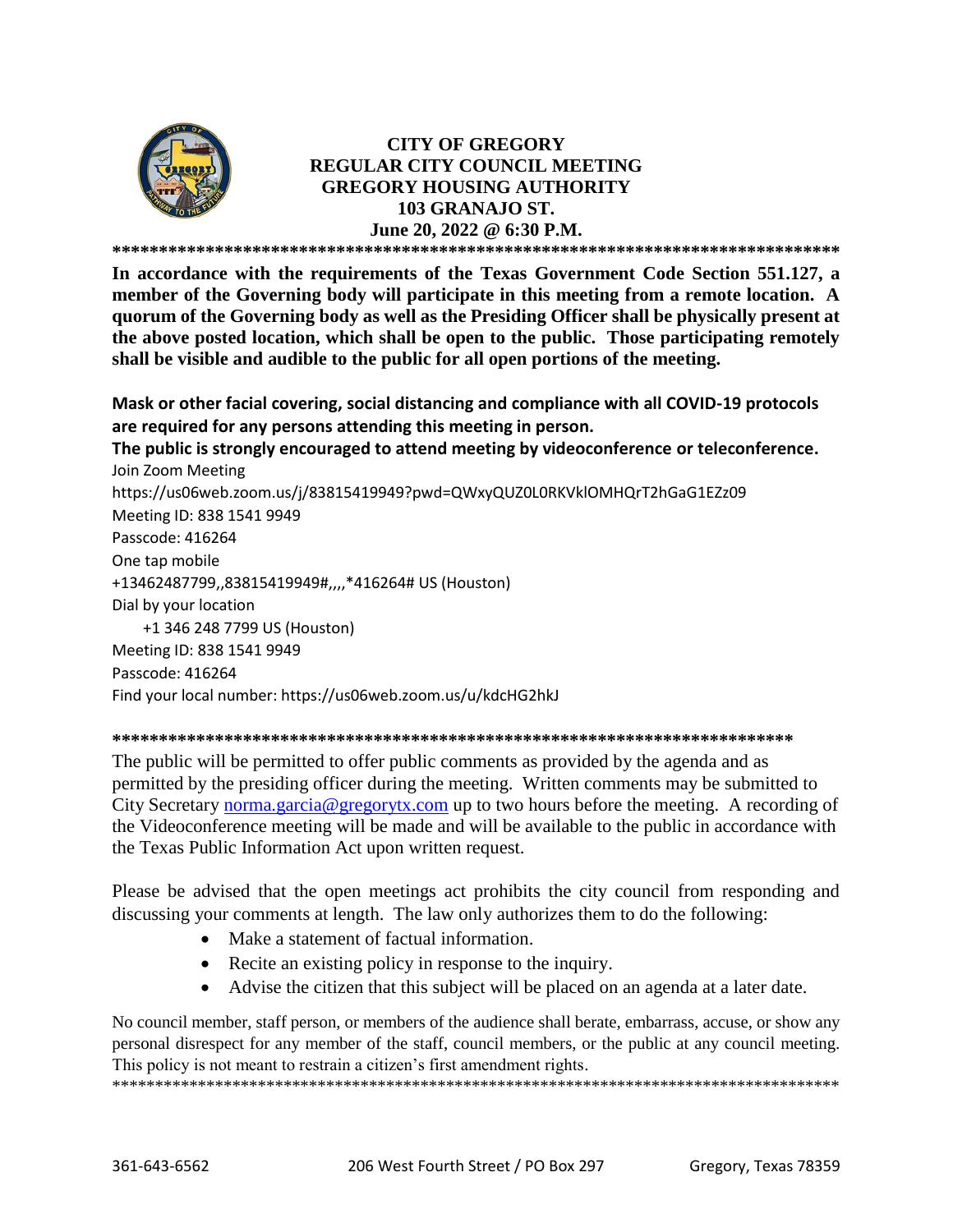# CITY OF GREGORY
## REGULAR CITY COUNCIL MEETING
## GREGORY HOUSING AUTHORITY
## 103 GRANAJO ST.
## June 20, 2022 @ 6:30 P.M.

******************************************************************************

**In accordance with the requirements of the Texas Government Code Section 551.127, a member of the Governing body will participate in this meeting from a remote location. A quorum of the Governing body as well as the Presiding Officer shall be physically present at the above posted location, which shall be open to the public. Those participating remotely shall be visible and audible to the public for all open portions of the meeting.**

**Mask or other facial covering, social distancing and compliance with all COVID-19 protocols are required for any persons attending this meeting in person.**

**The public is strongly encouraged to attend meeting by videoconference or teleconference.**

Join Zoom Meeting
https://us06web.zoom.us/j/83815419949?pwd=QWxyQUZ0L0RKVklOMHQrT2hGaG1EZz09
Meeting ID: 838 1541 9949
Passcode: 416264
One tap mobile
+13462487799,,83815419949#,,,,*416264# US (Houston)
Dial by your location
+1 346 248 7799 US (Houston)
Meeting ID: 838 1541 9949
Passcode: 416264
Find your local number: https://us06web.zoom.us/u/kdcHG2hkJ

****************************************************************************

The public will be permitted to offer public comments as provided by the agenda and as permitted by the presiding officer during the meeting. Written comments may be submitted to City Secretary norma.garcia@gregorytx.com up to two hours before the meeting. A recording of the Videoconference meeting will be made and will be available to the public in accordance with the Texas Public Information Act upon written request.

Please be advised that the open meetings act prohibits the city council from responding and discussing your comments at length. The law only authorizes them to do the following:

- Make a statement of factual information.
- Recite an existing policy in response to the inquiry.
- Advise the citizen that this subject will be placed on an agenda at a later date.

No council member, staff person, or members of the audience shall berate, embarrass, accuse, or show any personal disrespect for any member of the staff, council members, or the public at any council meeting. This policy is not meant to restrain a citizen's first amendment rights.

******************************************************************************

361-643-6562 | 206 West Fourth Street / PO Box 297 | Gregory, Texas 78359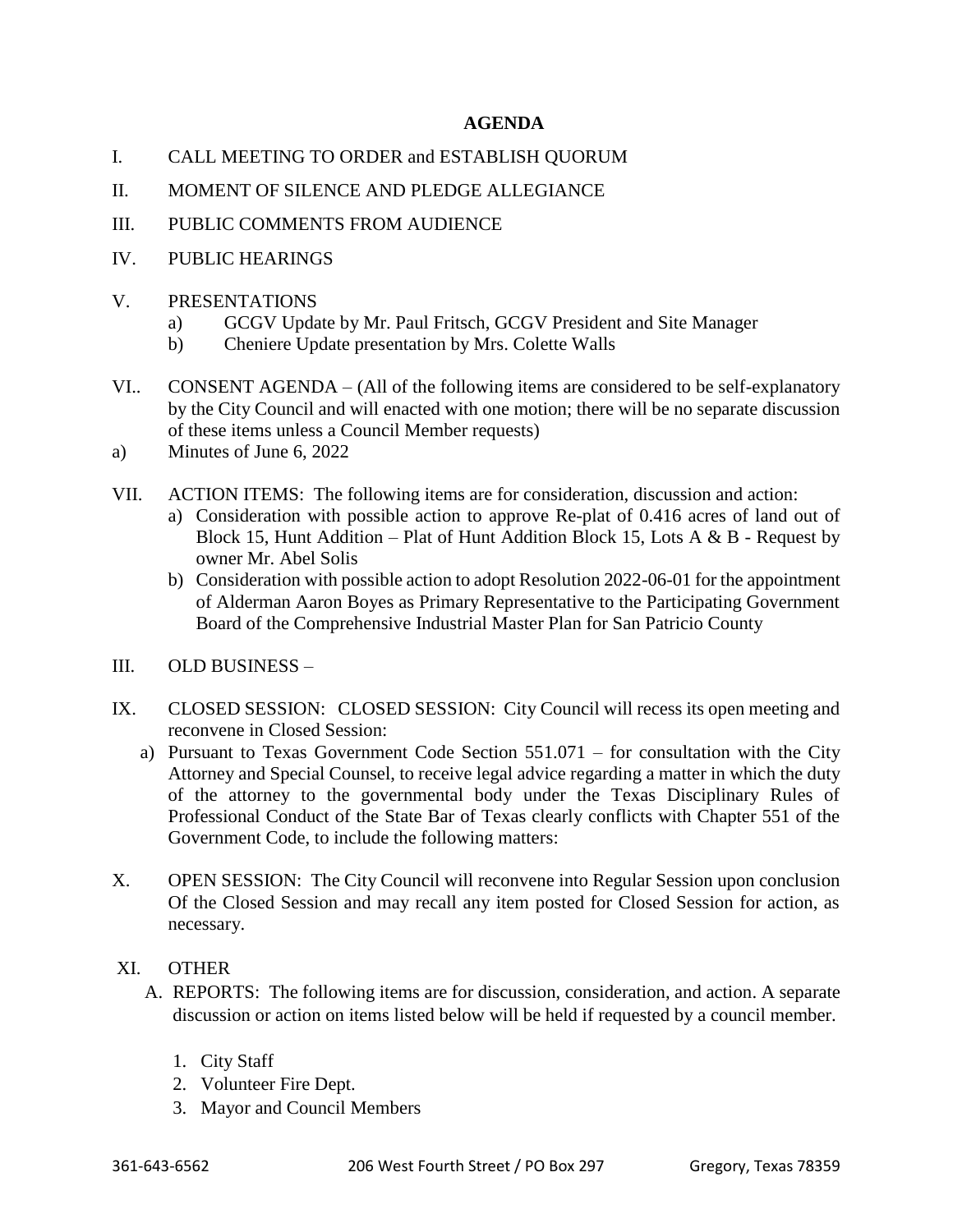# AGENDA

I. CALL MEETING TO ORDER and ESTABLISH QUORUM

II. MOMENT OF SILENCE AND PLEDGE ALLEGIANCE

III. PUBLIC COMMENTS FROM AUDIENCE

IV. PUBLIC HEARINGS

V. PRESENTATIONS
   - a) GCGV Update by Mr. Paul Fritsch, GCGV President and Site Manager
   - b) Cheniere Update presentation by Mrs. Colette Walls

VI.. CONSENT AGENDA – (All of the following items are considered to be self-explanatory by the City Council and will enacted with one motion; there will be no separate discussion of these items unless a Council Member requests)

a) Minutes of June 6, 2022

VII. ACTION ITEMS: The following items are for consideration, discussion and action:
   - a) Consideration with possible action to approve Re-plat of 0.416 acres of land out of Block 15, Hunt Addition – Plat of Hunt Addition Block 15, Lots A & B - Request by owner Mr. Abel Solis
   - b) Consideration with possible action to adopt Resolution 2022-06-01 for the appointment of Alderman Aaron Boyes as Primary Representative to the Participating Government Board of the Comprehensive Industrial Master Plan for San Patricio County

III. OLD BUSINESS –

IX. CLOSED SESSION: CLOSED SESSION: City Council will recess its open meeting and reconvene in Closed Session:
   - a) Pursuant to Texas Government Code Section 551.071 – for consultation with the City Attorney and Special Counsel, to receive legal advice regarding a matter in which the duty of the attorney to the governmental body under the Texas Disciplinary Rules of Professional Conduct of the State Bar of Texas clearly conflicts with Chapter 551 of the Government Code, to include the following matters:

X. OPEN SESSION: The City Council will reconvene into Regular Session upon conclusion Of the Closed Session and may recall any item posted for Closed Session for action, as necessary.

XI. OTHER
   - A. REPORTS: The following items are for discussion, consideration, and action. A separate discussion or action on items listed below will be held if requested by a council member.
     1. City Staff
     2. Volunteer Fire Dept.
     3. Mayor and Council Members

361-643-6562 206 West Fourth Street / PO Box 297 Gregory, Texas 78359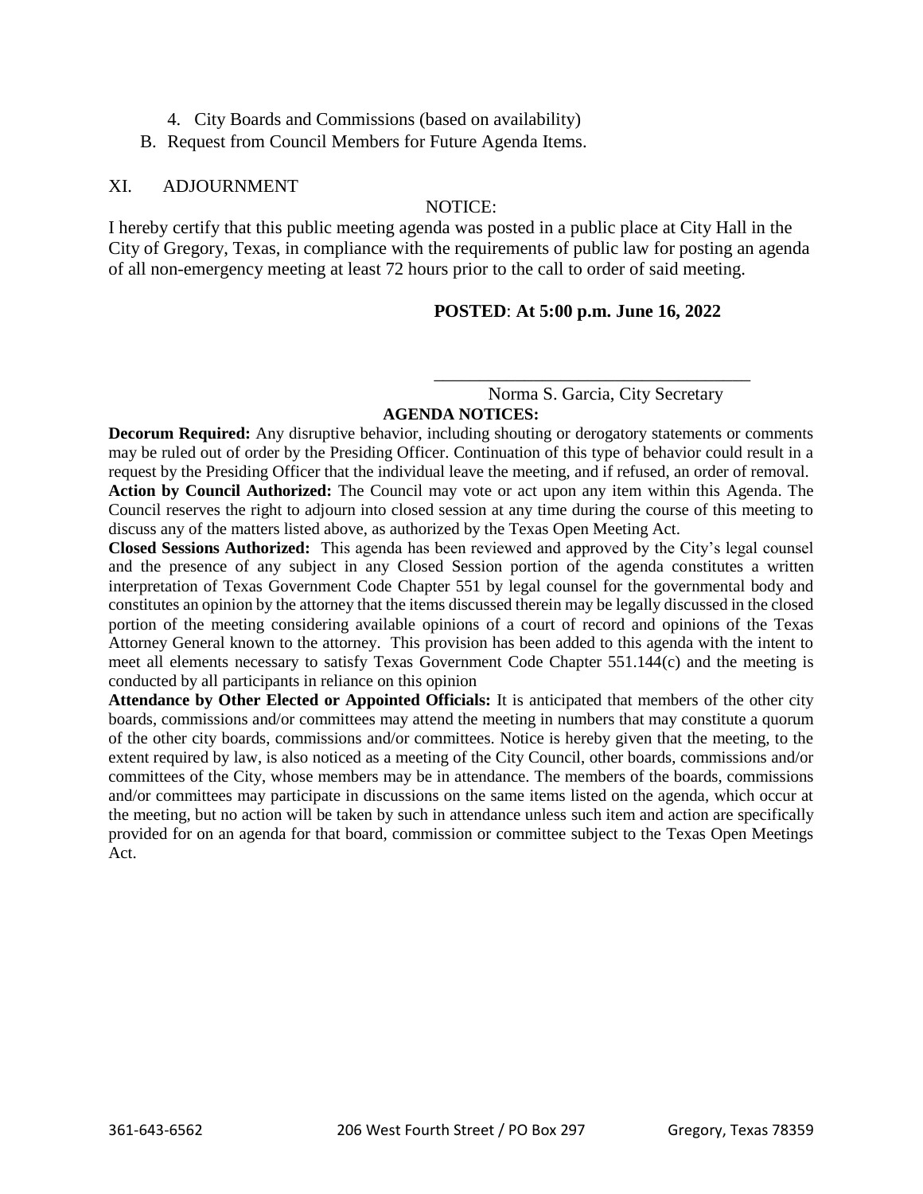4. City Boards and Commissions (based on availability)

B. Request from Council Members for Future Agenda Items.

XI. ADJOURNMENT

NOTICE:

I hereby certify that this public meeting agenda was posted in a public place at City Hall in the City of Gregory, Texas, in compliance with the requirements of public law for posting an agenda of all non-emergency meeting at least 72 hours prior to the call to order of said meeting.

**POSTED**: **At 5:00 p.m. June 16, 2022**

\_\_\_\_\_\_\_\_\_\_\_\_\_\_\_\_\_\_\_\_\_\_\_\_\_\_\_\_\_\_\_\_\_\_\_\_

Norma S. Garcia, City Secretary

**AGENDA NOTICES:**

**Decorum Required:** Any disruptive behavior, including shouting or derogatory statements or comments may be ruled out of order by the Presiding Officer. Continuation of this type of behavior could result in a request by the Presiding Officer that the individual leave the meeting, and if refused, an order of removal.

**Action by Council Authorized:** The Council may vote or act upon any item within this Agenda. The Council reserves the right to adjourn into closed session at any time during the course of this meeting to discuss any of the matters listed above, as authorized by the Texas Open Meeting Act.

**Closed Sessions Authorized:** This agenda has been reviewed and approved by the City's legal counsel and the presence of any subject in any Closed Session portion of the agenda constitutes a written interpretation of Texas Government Code Chapter 551 by legal counsel for the governmental body and constitutes an opinion by the attorney that the items discussed therein may be legally discussed in the closed portion of the meeting considering available opinions of a court of record and opinions of the Texas Attorney General known to the attorney. This provision has been added to this agenda with the intent to meet all elements necessary to satisfy Texas Government Code Chapter 551.144(c) and the meeting is conducted by all participants in reliance on this opinion

**Attendance by Other Elected or Appointed Officials:** It is anticipated that members of the other city boards, commissions and/or committees may attend the meeting in numbers that may constitute a quorum of the other city boards, commissions and/or committees. Notice is hereby given that the meeting, to the extent required by law, is also noticed as a meeting of the City Council, other boards, commissions and/or committees of the City, whose members may be in attendance. The members of the boards, commissions and/or committees may participate in discussions on the same items listed on the agenda, which occur at the meeting, but no action will be taken by such in attendance unless such item and action are specifically provided for on an agenda for that board, commission or committee subject to the Texas Open Meetings Act.